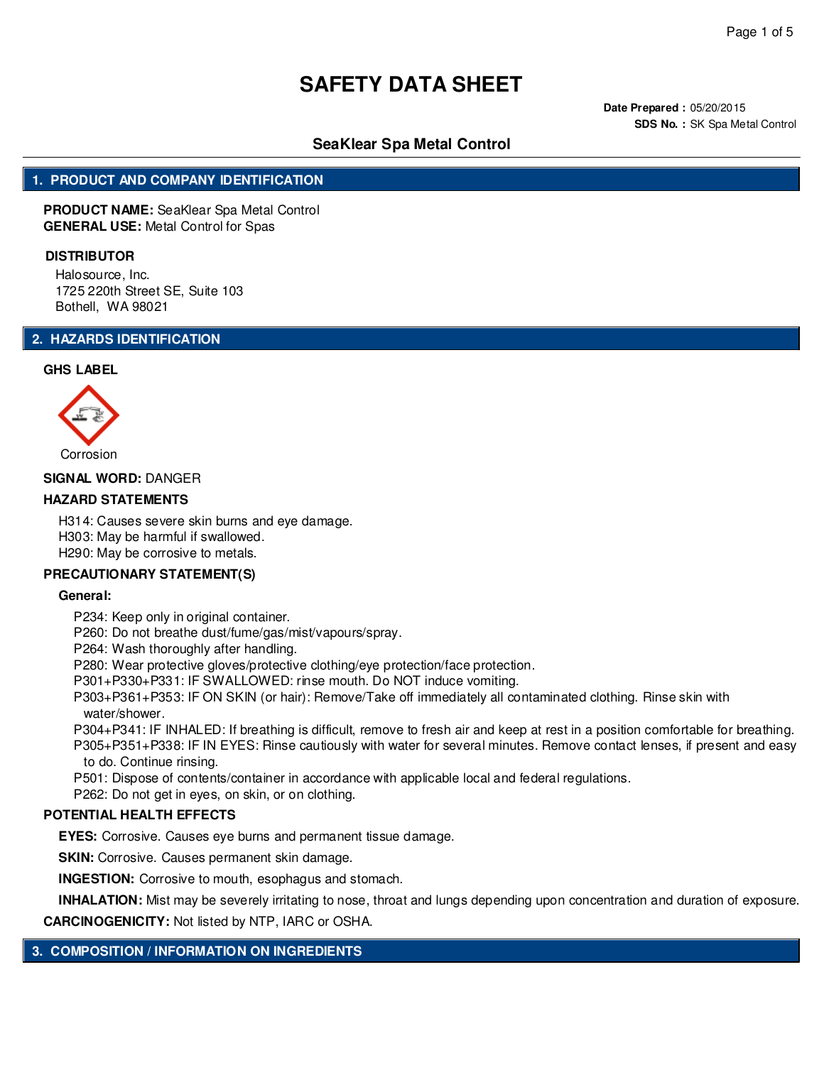# SAFETY DATA SHEET

**Date Prepared :** 05/20/2015
**SDS No. :** SK Spa Metal Control

## SeaKlear Spa Metal Control

## 1. PRODUCT AND COMPANY IDENTIFICATION

**PRODUCT NAME:** SeaKlear Spa Metal Control
**GENERAL USE:** Metal Control for Spas

**DISTRIBUTOR**

Halosource, Inc.
1725 220th Street SE, Suite 103
Bothell, WA 98021

## 2. HAZARDS IDENTIFICATION

**GHS LABEL**

Corrosion

**SIGNAL WORD:** DANGER

**HAZARD STATEMENTS**

H314: Causes severe skin burns and eye damage.
H303: May be harmful if swallowed.
H290: May be corrosive to metals.

**PRECAUTIONARY STATEMENT(S)**

**General:**

P234: Keep only in original container.
P260: Do not breathe dust/fume/gas/mist/vapours/spray.
P264: Wash thoroughly after handling.
P280: Wear protective gloves/protective clothing/eye protection/face protection.
P301+P330+P331: IF SWALLOWED: rinse mouth. Do NOT induce vomiting.
P303+P361+P353: IF ON SKIN (or hair): Remove/Take off immediately all contaminated clothing. Rinse skin with water/shower.
P304+P341: IF INHALED: If breathing is difficult, remove to fresh air and keep at rest in a position comfortable for breathing.
P305+P351+P338: IF IN EYES: Rinse cautiously with water for several minutes. Remove contact lenses, if present and easy to do. Continue rinsing.
P501: Dispose of contents/container in accordance with applicable local and federal regulations.
P262: Do not get in eyes, on skin, or on clothing.

**POTENTIAL HEALTH EFFECTS**

**EYES:** Corrosive. Causes eye burns and permanent tissue damage.

**SKIN:** Corrosive. Causes permanent skin damage.

**INGESTION:** Corrosive to mouth, esophagus and stomach.

**INHALATION:** Mist may be severely irritating to nose, throat and lungs depending upon concentration and duration of exposure.

**CARCINOGENICITY:** Not listed by NTP, IARC or OSHA.

## 3. COMPOSITION / INFORMATION ON INGREDIENTS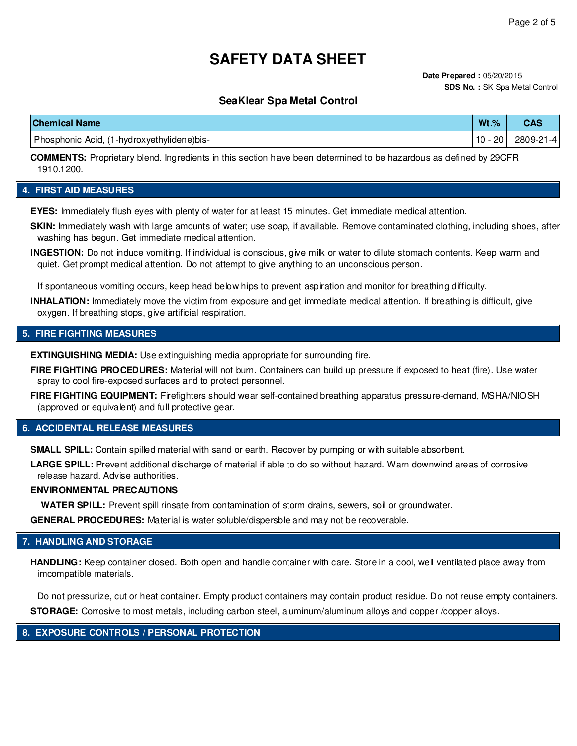# SAFETY DATA SHEET

**Date Prepared :** 05/20/2015

**SDS No. :** SK Spa Metal Control

## SeaKlear Spa Metal Control

| Chemical Name | Wt.% | CAS |
| --- | --- | --- |
| Phosphonic Acid, (1-hydroxyethylidene)bis- | 10 - 20 | 2809-21-4 |

**COMMENTS:** Proprietary blend. Ingredients in this section have been determined to be hazardous as defined by 29CFR 1910.1200.

## 4. FIRST AID MEASURES

**EYES:** Immediately flush eyes with plenty of water for at least 15 minutes. Get immediate medical attention.

**SKIN:** Immediately wash with large amounts of water; use soap, if available. Remove contaminated clothing, including shoes, after washing has begun. Get immediate medical attention.

**INGESTION:** Do not induce vomiting. If individual is conscious, give milk or water to dilute stomach contents. Keep warm and quiet. Get prompt medical attention. Do not attempt to give anything to an unconscious person.

If spontaneous vomiting occurs, keep head below hips to prevent aspiration and monitor for breathing difficulty.

**INHALATION:** Immediately move the victim from exposure and get immediate medical attention. If breathing is difficult, give oxygen. If breathing stops, give artificial respiration.

## 5. FIRE FIGHTING MEASURES

**EXTINGUISHING MEDIA:** Use extinguishing media appropriate for surrounding fire.

**FIRE FIGHTING PROCEDURES:** Material will not burn. Containers can build up pressure if exposed to heat (fire). Use water spray to cool fire-exposed surfaces and to protect personnel.

**FIRE FIGHTING EQUIPMENT:** Firefighters should wear self-contained breathing apparatus pressure-demand, MSHA/NIOSH (approved or equivalent) and full protective gear.

## 6. ACCIDENTAL RELEASE MEASURES

**SMALL SPILL:** Contain spilled material with sand or earth. Recover by pumping or with suitable absorbent.

**LARGE SPILL:** Prevent additional discharge of material if able to do so without hazard. Warn downwind areas of corrosive release hazard. Advise authorities.

**ENVIRONMENTAL PRECAUTIONS**

**WATER SPILL:** Prevent spill rinsate from contamination of storm drains, sewers, soil or groundwater.

**GENERAL PROCEDURES:** Material is water soluble/dispersble and may not be recoverable.

## 7. HANDLING AND STORAGE

**HANDLING:** Keep container closed. Both open and handle container with care. Store in a cool, well ventilated place away from imcompatible materials.

Do not pressurize, cut or heat container. Empty product containers may contain product residue. Do not reuse empty containers.

**STORAGE:** Corrosive to most metals, including carbon steel, aluminum/aluminum alloys and copper /copper alloys.

## 8. EXPOSURE CONTROLS / PERSONAL PROTECTION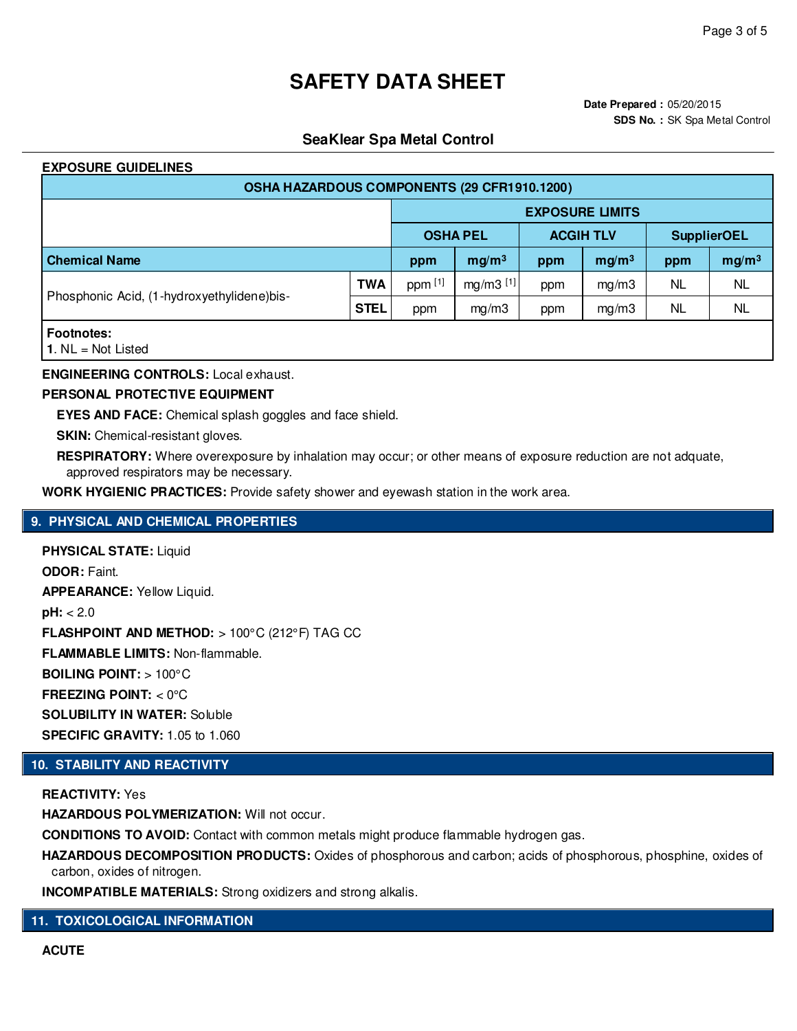# SAFETY DATA SHEET

**Date Prepared :** 05/20/2015

**SDS No. :** SK Spa Metal Control

## SeaKlear Spa Metal Control

**EXPOSURE GUIDELINES**

| OSHA HAZARDOUS COMPONENTS (29 CFR1910.1200) | | | | | | | | |
|---|---|---|---|---|---|---|---|---|
| | | EXPOSURE LIMITS | | | | | |
| | | OSHA PEL | | ACGIH TLV | | SupplierOEL | |
| **Chemical Name** | | **ppm** | **mg/m³** | **ppm** | **mg/m³** | **ppm** | **mg/m³** |
| Phosphonic Acid, (1-hydroxyethylidene)bis- | **TWA** | ppm [1] | mg/m3 [1] | ppm | mg/m3 | NL | NL |
| | **STEL** | ppm | mg/m3 | ppm | mg/m3 | NL | NL |

**Footnotes:**
**1**. NL = Not Listed

**ENGINEERING CONTROLS:** Local exhaust.

**PERSONAL PROTECTIVE EQUIPMENT**

**EYES AND FACE:** Chemical splash goggles and face shield.

**SKIN:** Chemical-resistant gloves.

**RESPIRATORY:** Where overexposure by inhalation may occur; or other means of exposure reduction are not adquate, approved respirators may be necessary.

**WORK HYGIENIC PRACTICES:** Provide safety shower and eyewash station in the work area.

## 9. PHYSICAL AND CHEMICAL PROPERTIES

**PHYSICAL STATE:** Liquid

**ODOR:** Faint.

**APPEARANCE:** Yellow Liquid.

**pH:** < 2.0

**FLASHPOINT AND METHOD:** > 100°C (212°F) TAG CC

**FLAMMABLE LIMITS:** Non-flammable.

**BOILING POINT:** > 100°C

**FREEZING POINT:** < 0°C

**SOLUBILITY IN WATER:** Soluble

**SPECIFIC GRAVITY:** 1.05 to 1.060

## 10. STABILITY AND REACTIVITY

**REACTIVITY:** Yes

**HAZARDOUS POLYMERIZATION:** Will not occur.

**CONDITIONS TO AVOID:** Contact with common metals might produce flammable hydrogen gas.

**HAZARDOUS DECOMPOSITION PRODUCTS:** Oxides of phosphorous and carbon; acids of phosphorous, phosphine, oxides of carbon, oxides of nitrogen.

**INCOMPATIBLE MATERIALS:** Strong oxidizers and strong alkalis.

## 11. TOXICOLOGICAL INFORMATION

**ACUTE**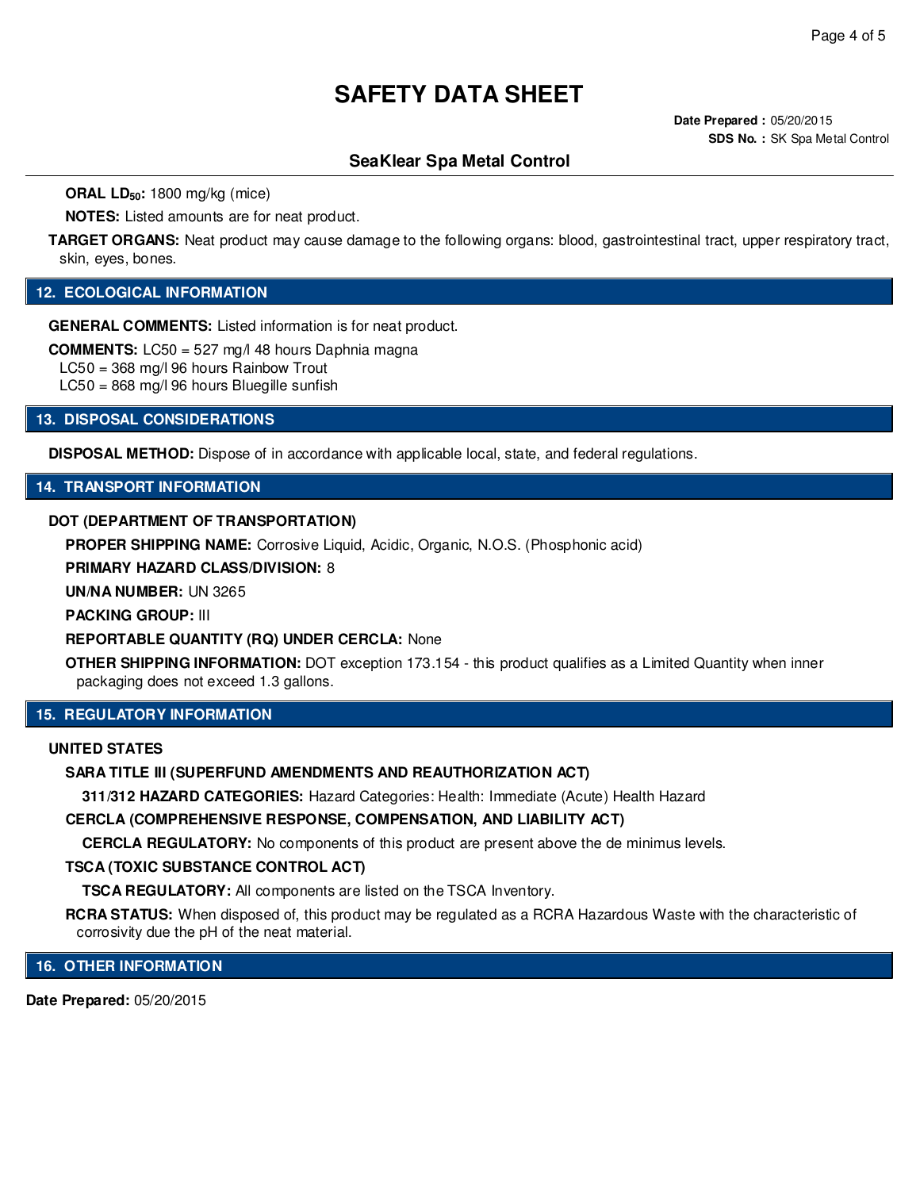# SAFETY DATA SHEET

**Date Prepared :** 05/20/2015
**SDS No. :** SK Spa Metal Control

## SeaKlear Spa Metal Control

**ORAL $LD_{50}$:** 1800 mg/kg (mice)

**NOTES:** Listed amounts are for neat product.

**TARGET ORGANS:** Neat product may cause damage to the following organs: blood, gastrointestinal tract, upper respiratory tract, skin, eyes, bones.

## 12. ECOLOGICAL INFORMATION

**GENERAL COMMENTS:** Listed information is for neat product.

**COMMENTS:** LC50 = 527 mg/l 48 hours Daphnia magna
LC50 = 368 mg/l 96 hours Rainbow Trout
LC50 = 868 mg/l 96 hours Bluegille sunfish

## 13. DISPOSAL CONSIDERATIONS

**DISPOSAL METHOD:** Dispose of in accordance with applicable local, state, and federal regulations.

## 14. TRANSPORT INFORMATION

**DOT (DEPARTMENT OF TRANSPORTATION)**

**PROPER SHIPPING NAME:** Corrosive Liquid, Acidic, Organic, N.O.S. (Phosphonic acid)

**PRIMARY HAZARD CLASS/DIVISION:** 8

**UN/NA NUMBER:** UN 3265

**PACKING GROUP:** III

**REPORTABLE QUANTITY (RQ) UNDER CERCLA:** None

**OTHER SHIPPING INFORMATION:** DOT exception 173.154 - this product qualifies as a Limited Quantity when inner packaging does not exceed 1.3 gallons.

## 15. REGULATORY INFORMATION

**UNITED STATES**

**SARA TITLE III (SUPERFUND AMENDMENTS AND REAUTHORIZATION ACT)**

**311/312 HAZARD CATEGORIES:** Hazard Categories: Health: Immediate (Acute) Health Hazard

**CERCLA (COMPREHENSIVE RESPONSE, COMPENSATION, AND LIABILITY ACT)**

**CERCLA REGULATORY:** No components of this product are present above the de minimus levels.

**TSCA (TOXIC SUBSTANCE CONTROL ACT)**

**TSCA REGULATORY:** All components are listed on the TSCA Inventory.

**RCRA STATUS:** When disposed of, this product may be regulated as a RCRA Hazardous Waste with the characteristic of corrosivity due the pH of the neat material.

## 16. OTHER INFORMATION

**Date Prepared:** 05/20/2015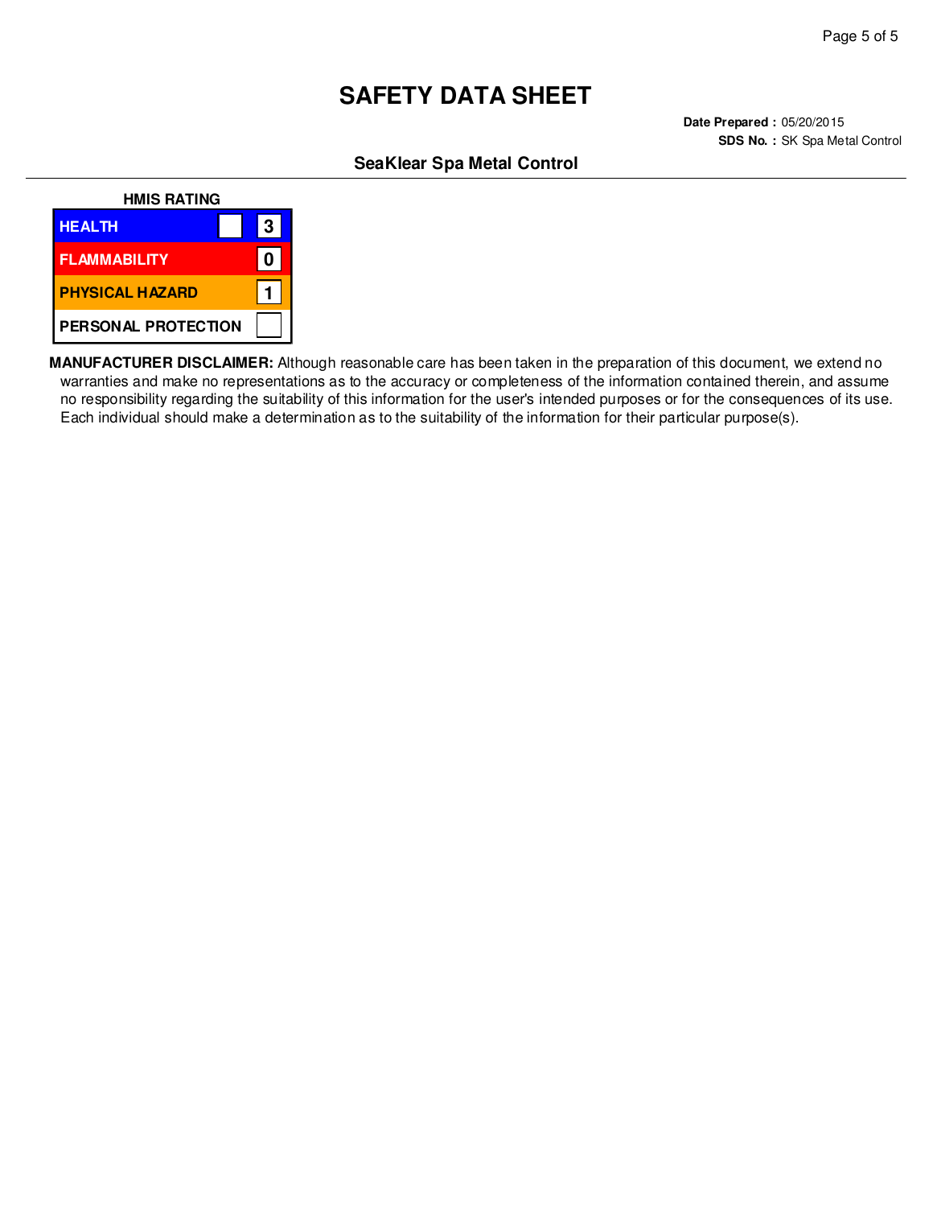# SAFETY DATA SHEET

**Date Prepared :** 05/20/2015
**SDS No. :** SK Spa Metal Control

## SeaKlear Spa Metal Control

**HMIS RATING**

| | | |
|---|---|---|
| HEALTH | | 3 |
| FLAMMABILITY | | 0 |
| PHYSICAL HAZARD | | 1 |
| PERSONAL PROTECTION | | |

**MANUFACTURER DISCLAIMER:** Although reasonable care has been taken in the preparation of this document, we extend no warranties and make no representations as to the accuracy or completeness of the information contained therein, and assume no responsibility regarding the suitability of this information for the user's intended purposes or for the consequences of its use. Each individual should make a determination as to the suitability of the information for their particular purpose(s).